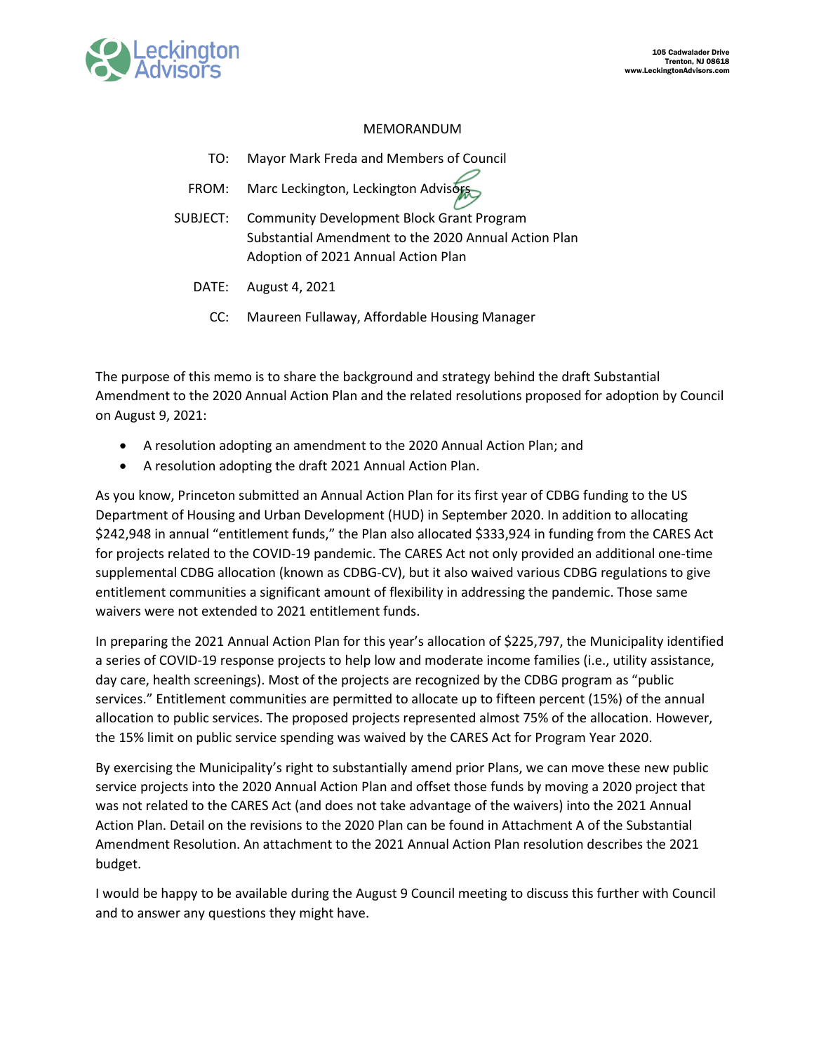Leckington Advisors

105 Cadwalader Drive
Trenton, NJ 08618
www.LeckingtonAdvisors.com

MEMORANDUM

TO: Mayor Mark Freda and Members of Council

FROM: Marc Leckington, Leckington Advisors

SUBJECT: Community Development Block Grant Program
Substantial Amendment to the 2020 Annual Action Plan
Adoption of 2021 Annual Action Plan

DATE: August 4, 2021

CC: Maureen Fullaway, Affordable Housing Manager

The purpose of this memo is to share the background and strategy behind the draft Substantial Amendment to the 2020 Annual Action Plan and the related resolutions proposed for adoption by Council on August 9, 2021:

- A resolution adopting an amendment to the 2020 Annual Action Plan; and
- A resolution adopting the draft 2021 Annual Action Plan.

As you know, Princeton submitted an Annual Action Plan for its first year of CDBG funding to the US Department of Housing and Urban Development (HUD) in September 2020. In addition to allocating $242,948 in annual "entitlement funds," the Plan also allocated $333,924 in funding from the CARES Act for projects related to the COVID-19 pandemic. The CARES Act not only provided an additional one-time supplemental CDBG allocation (known as CDBG-CV), but it also waived various CDBG regulations to give entitlement communities a significant amount of flexibility in addressing the pandemic. Those same waivers were not extended to 2021 entitlement funds.

In preparing the 2021 Annual Action Plan for this year's allocation of $225,797, the Municipality identified a series of COVID-19 response projects to help low and moderate income families (i.e., utility assistance, day care, health screenings). Most of the projects are recognized by the CDBG program as "public services." Entitlement communities are permitted to allocate up to fifteen percent (15%) of the annual allocation to public services. The proposed projects represented almost 75% of the allocation. However, the 15% limit on public service spending was waived by the CARES Act for Program Year 2020.

By exercising the Municipality's right to substantially amend prior Plans, we can move these new public service projects into the 2020 Annual Action Plan and offset those funds by moving a 2020 project that was not related to the CARES Act (and does not take advantage of the waivers) into the 2021 Annual Action Plan. Detail on the revisions to the 2020 Plan can be found in Attachment A of the Substantial Amendment Resolution. An attachment to the 2021 Annual Action Plan resolution describes the 2021 budget.

I would be happy to be available during the August 9 Council meeting to discuss this further with Council and to answer any questions they might have.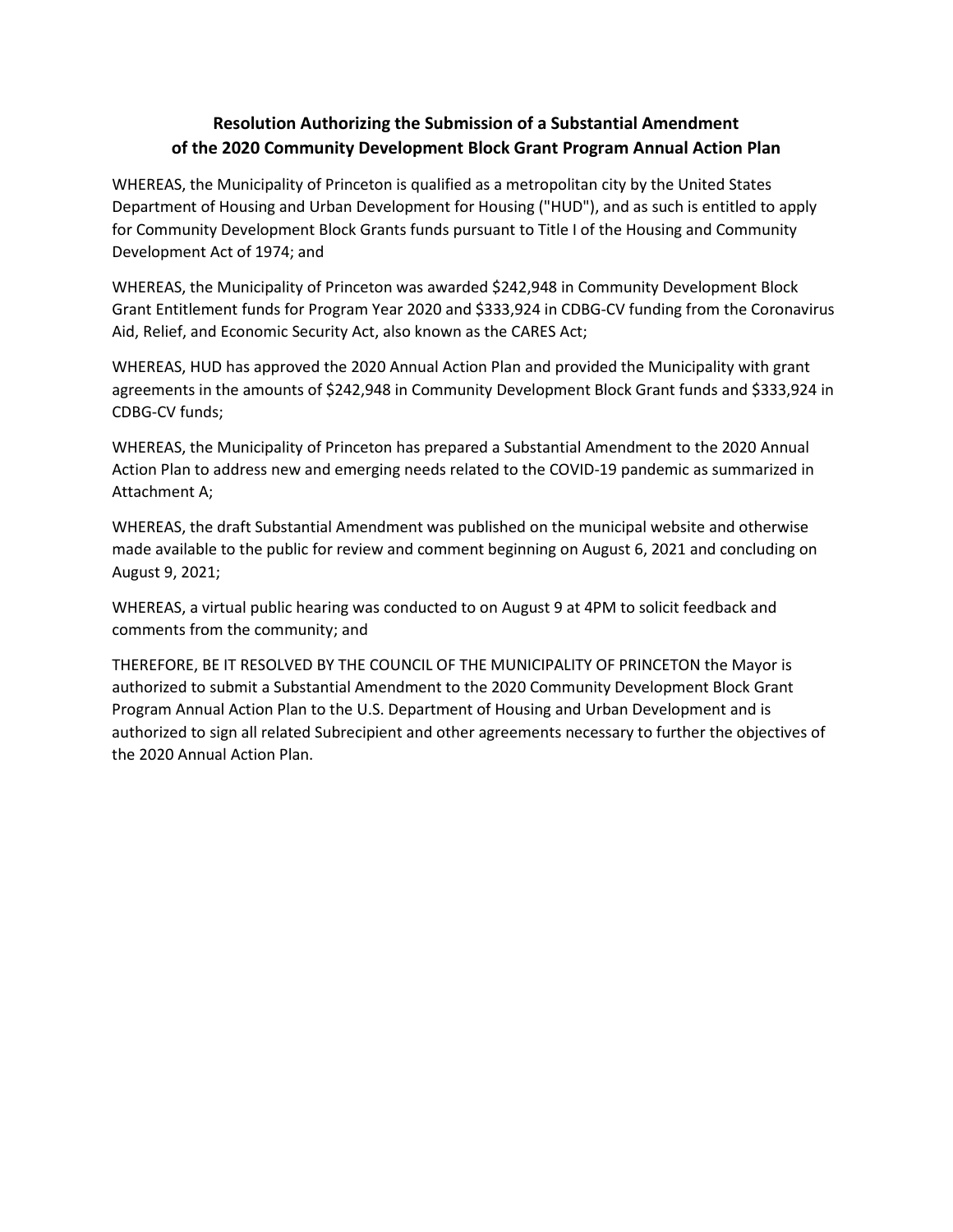## Resolution Authorizing the Submission of a Substantial Amendment of the 2020 Community Development Block Grant Program Annual Action Plan

WHEREAS, the Municipality of Princeton is qualified as a metropolitan city by the United States Department of Housing and Urban Development for Housing ("HUD"), and as such is entitled to apply for Community Development Block Grants funds pursuant to Title I of the Housing and Community Development Act of 1974; and

WHEREAS, the Municipality of Princeton was awarded $242,948 in Community Development Block Grant Entitlement funds for Program Year 2020 and $333,924 in CDBG-CV funding from the Coronavirus Aid, Relief, and Economic Security Act, also known as the CARES Act;

WHEREAS, HUD has approved the 2020 Annual Action Plan and provided the Municipality with grant agreements in the amounts of $242,948 in Community Development Block Grant funds and $333,924 in CDBG-CV funds;

WHEREAS, the Municipality of Princeton has prepared a Substantial Amendment to the 2020 Annual Action Plan to address new and emerging needs related to the COVID-19 pandemic as summarized in Attachment A;

WHEREAS, the draft Substantial Amendment was published on the municipal website and otherwise made available to the public for review and comment beginning on August 6, 2021 and concluding on August 9, 2021;

WHEREAS, a virtual public hearing was conducted to on August 9 at 4PM to solicit feedback and comments from the community; and

THEREFORE, BE IT RESOLVED BY THE COUNCIL OF THE MUNICIPALITY OF PRINCETON the Mayor is authorized to submit a Substantial Amendment to the 2020 Community Development Block Grant Program Annual Action Plan to the U.S. Department of Housing and Urban Development and is authorized to sign all related Subrecipient and other agreements necessary to further the objectives of the 2020 Annual Action Plan.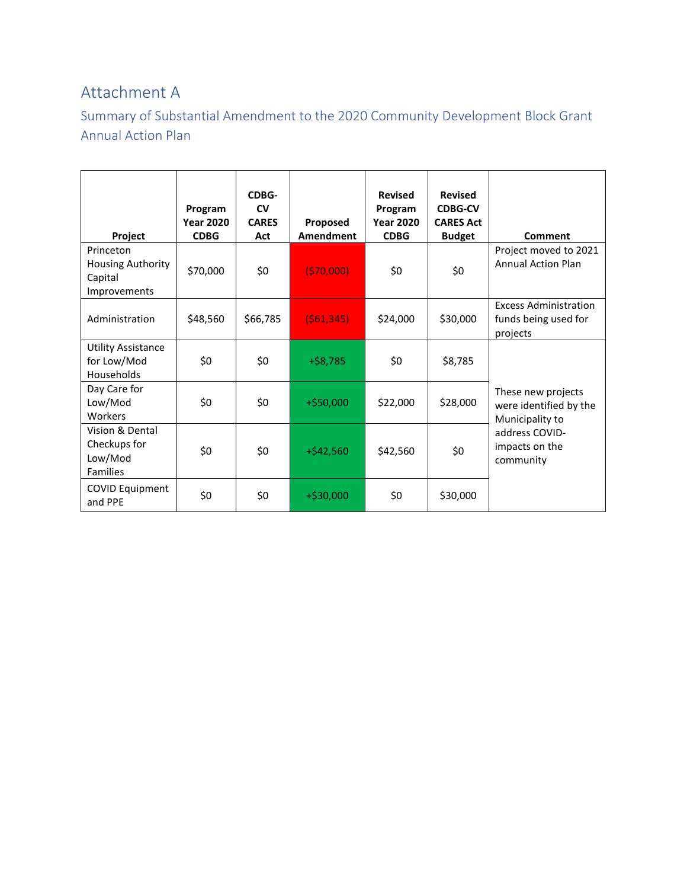# Attachment A

## Summary of Substantial Amendment to the 2020 Community Development Block Grant Annual Action Plan

| Project | Program Year 2020 CDBG | CDBG-CV CARES Act | Proposed Amendment | Revised Program Year 2020 CDBG | Revised CDBG-CV CARES Act Budget | Comment |
|---|---|---|---|---|---|---|
| Princeton Housing Authority Capital Improvements | $70,000 | $0 | ($70,000) | $0 | $0 | Project moved to 2021 Annual Action Plan |
| Administration | $48,560 | $66,785 | ($61,345) | $24,000 | $30,000 | Excess Administration funds being used for projects |
| Utility Assistance for Low/Mod Households | $0 | $0 | +$8,785 | $0 | $8,785 | These new projects were identified by the Municipality to address COVID-impacts on the community |
| Day Care for Low/Mod Workers | $0 | $0 | +$50,000 | $22,000 | $28,000 | |
| Vision & Dental Checkups for Low/Mod Families | $0 | $0 | +$42,560 | $42,560 | $0 | |
| COVID Equipment and PPE | $0 | $0 | +$30,000 | $0 | $30,000 | |